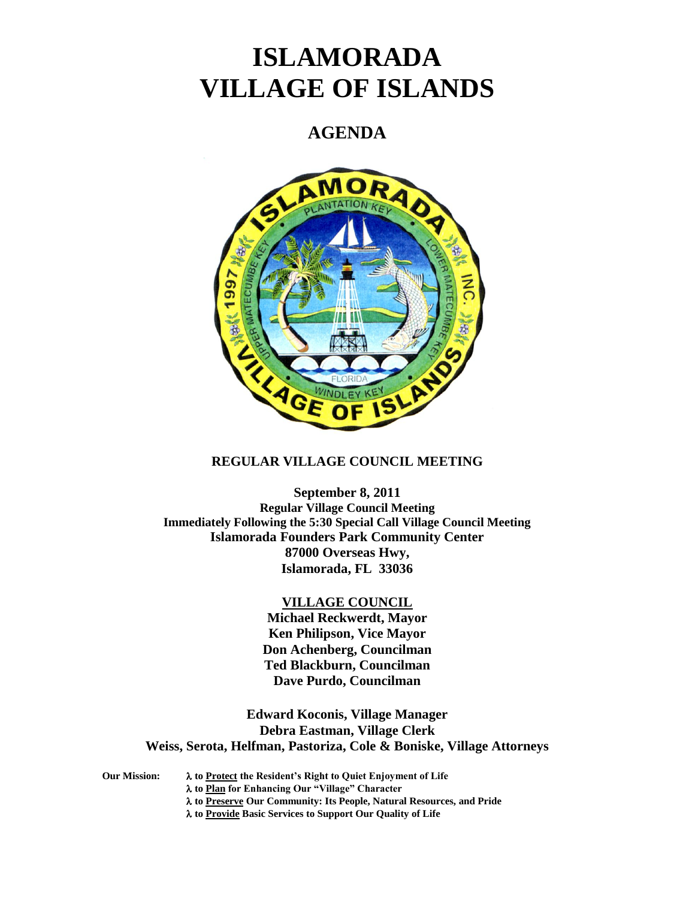# ISLAMORADA VILLAGE OF ISLANDS

## AGENDA

**REGULAR VILLAGE COUNCIL MEETING**

**September 8, 2011**
**Regular Village Council Meeting**
**Immediately Following the 5:30 Special Call Village Council Meeting**
**Islamorada Founders Park Community Center**
**87000 Overseas Hwy,**
**Islamorada, FL 33036**

**VILLAGE COUNCIL**
**Michael Reckwerdt, Mayor**
**Ken Philipson, Vice Mayor**
**Don Achenberg, Councilman**
**Ted Blackburn, Councilman**
**Dave Purdo, Councilman**

**Edward Koconis, Village Manager**
**Debra Eastman, Village Clerk**
**Weiss, Serota, Helfman, Pastoriza, Cole & Boniske, Village Attorneys**

**Our Mission:**

- λ **to Protect the Resident's Right to Quiet Enjoyment of Life**
- λ **to Plan for Enhancing Our "Village" Character**
- λ **to Preserve Our Community: Its People, Natural Resources, and Pride**
- λ **to Provide Basic Services to Support Our Quality of Life**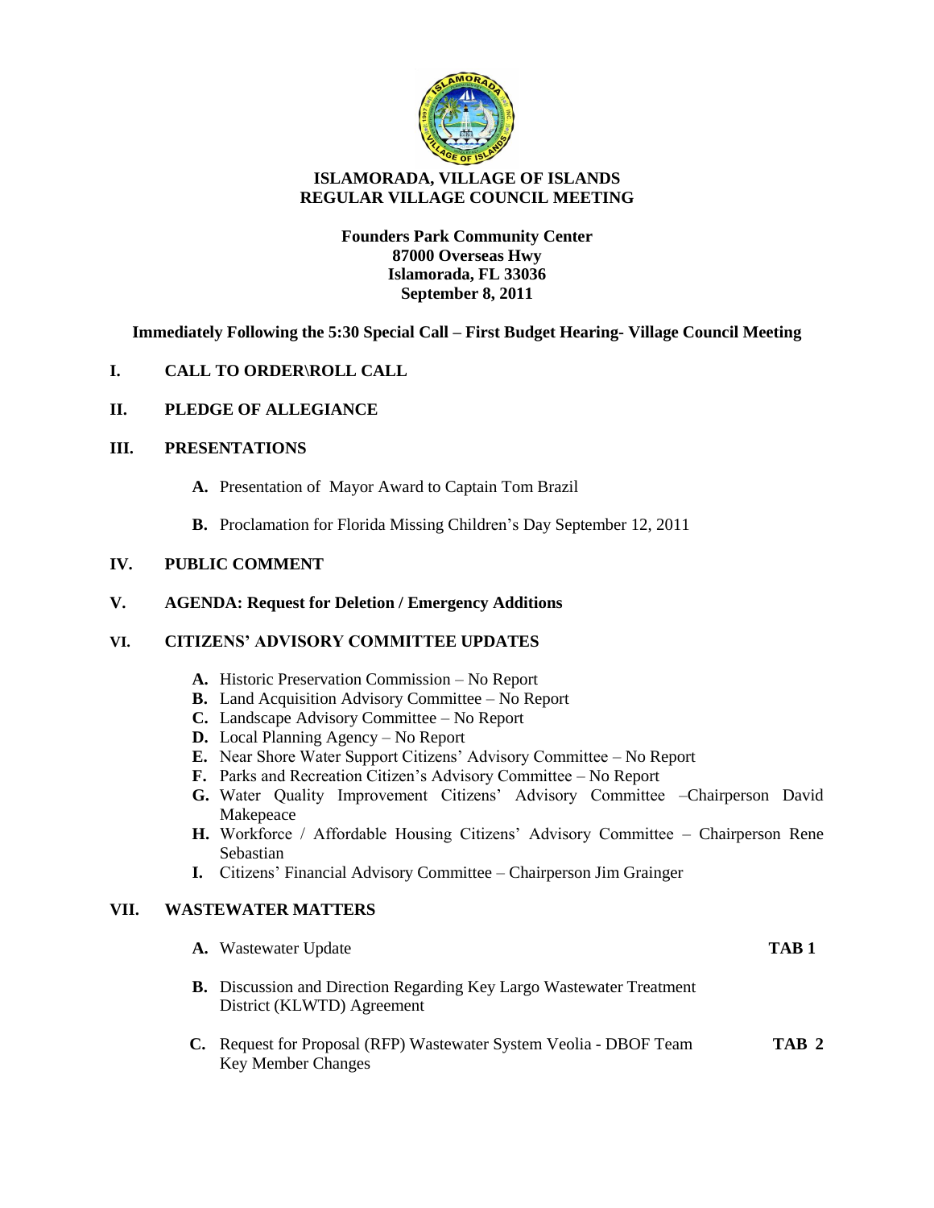# ISLAMORADA, VILLAGE OF ISLANDS
# REGULAR VILLAGE COUNCIL MEETING

**Founders Park Community Center**
**87000 Overseas Hwy**
**Islamorada, FL 33036**
**September 8, 2011**

**Immediately Following the 5:30 Special Call – First Budget Hearing- Village Council Meeting**

## I. CALL TO ORDER\ROLL CALL

## II. PLEDGE OF ALLEGIANCE

## III. PRESENTATIONS

**A.** Presentation of Mayor Award to Captain Tom Brazil

**B.** Proclamation for Florida Missing Children's Day September 12, 2011

## IV. PUBLIC COMMENT

## V. AGENDA: Request for Deletion / Emergency Additions

## VI. CITIZENS' ADVISORY COMMITTEE UPDATES

**A.** Historic Preservation Commission – No Report
**B.** Land Acquisition Advisory Committee – No Report
**C.** Landscape Advisory Committee – No Report
**D.** Local Planning Agency – No Report
**E.** Near Shore Water Support Citizens' Advisory Committee – No Report
**F.** Parks and Recreation Citizen's Advisory Committee – No Report
**G.** Water Quality Improvement Citizens' Advisory Committee –Chairperson David Makepeace
**H.** Workforce / Affordable Housing Citizens' Advisory Committee – Chairperson Rene Sebastian
**I.** Citizens' Financial Advisory Committee – Chairperson Jim Grainger

## VII. WASTEWATER MATTERS

**A.** Wastewater Update **TAB 1**

**B.** Discussion and Direction Regarding Key Largo Wastewater Treatment District (KLWTD) Agreement

**C.** Request for Proposal (RFP) Wastewater System Veolia - DBOF Team Key Member Changes **TAB 2**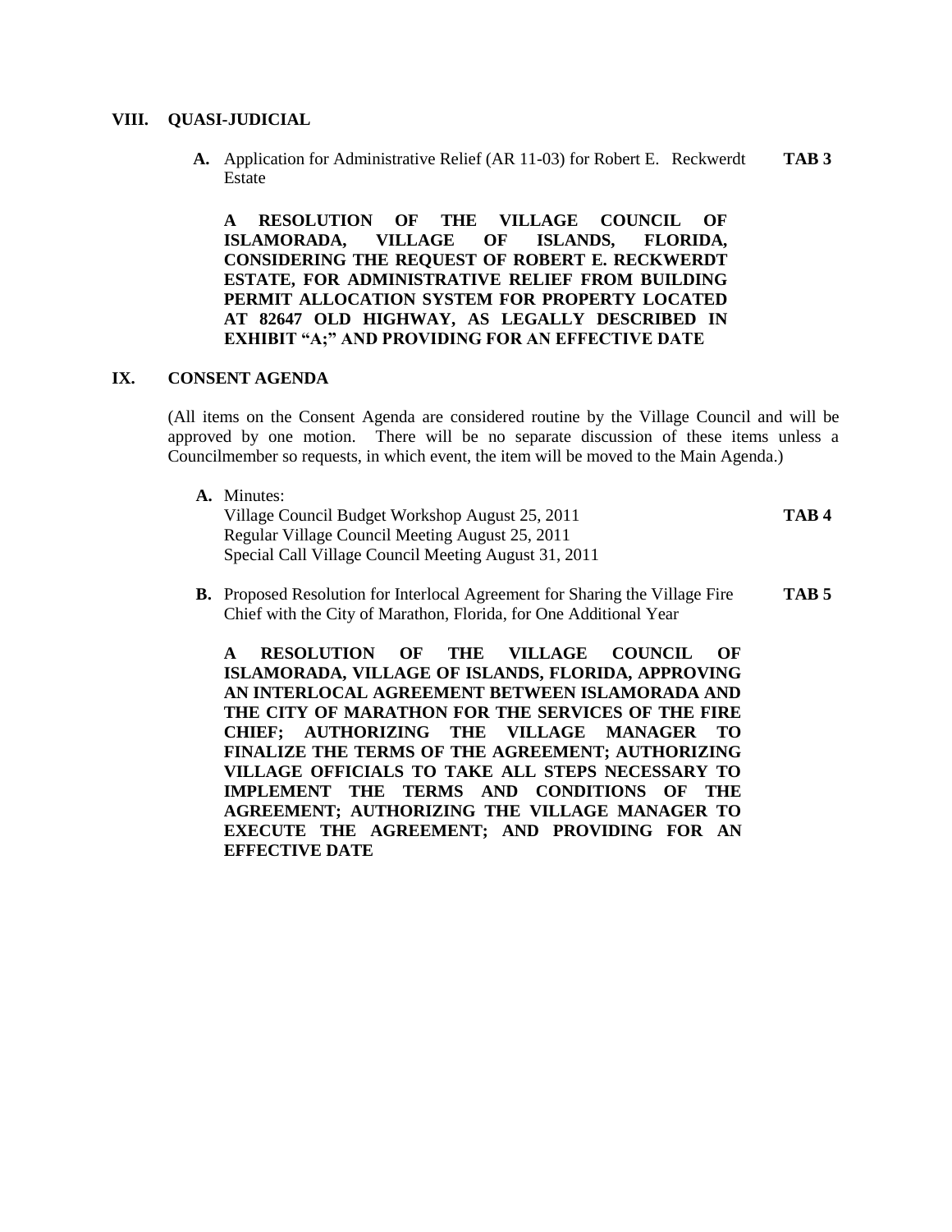## VIII. QUASI-JUDICIAL

**A.** Application for Administrative Relief (AR 11-03) for Robert E. Reckwerdt Estate **TAB 3**

**A RESOLUTION OF THE VILLAGE COUNCIL OF ISLAMORADA, VILLAGE OF ISLANDS, FLORIDA, CONSIDERING THE REQUEST OF ROBERT E. RECKWERDT ESTATE, FOR ADMINISTRATIVE RELIEF FROM BUILDING PERMIT ALLOCATION SYSTEM FOR PROPERTY LOCATED AT 82647 OLD HIGHWAY, AS LEGALLY DESCRIBED IN EXHIBIT "A;" AND PROVIDING FOR AN EFFECTIVE DATE**

## IX. CONSENT AGENDA

(All items on the Consent Agenda are considered routine by the Village Council and will be approved by one motion. There will be no separate discussion of these items unless a Councilmember so requests, in which event, the item will be moved to the Main Agenda.)

**A.** Minutes: **TAB 4**
Village Council Budget Workshop August 25, 2011
Regular Village Council Meeting August 25, 2011
Special Call Village Council Meeting August 31, 2011

**B.** Proposed Resolution for Interlocal Agreement for Sharing the Village Fire Chief with the City of Marathon, Florida, for One Additional Year **TAB 5**

**A RESOLUTION OF THE VILLAGE COUNCIL OF ISLAMORADA, VILLAGE OF ISLANDS, FLORIDA, APPROVING AN INTERLOCAL AGREEMENT BETWEEN ISLAMORADA AND THE CITY OF MARATHON FOR THE SERVICES OF THE FIRE CHIEF; AUTHORIZING THE VILLAGE MANAGER TO FINALIZE THE TERMS OF THE AGREEMENT; AUTHORIZING VILLAGE OFFICIALS TO TAKE ALL STEPS NECESSARY TO IMPLEMENT THE TERMS AND CONDITIONS OF THE AGREEMENT; AUTHORIZING THE VILLAGE MANAGER TO EXECUTE THE AGREEMENT; AND PROVIDING FOR AN EFFECTIVE DATE**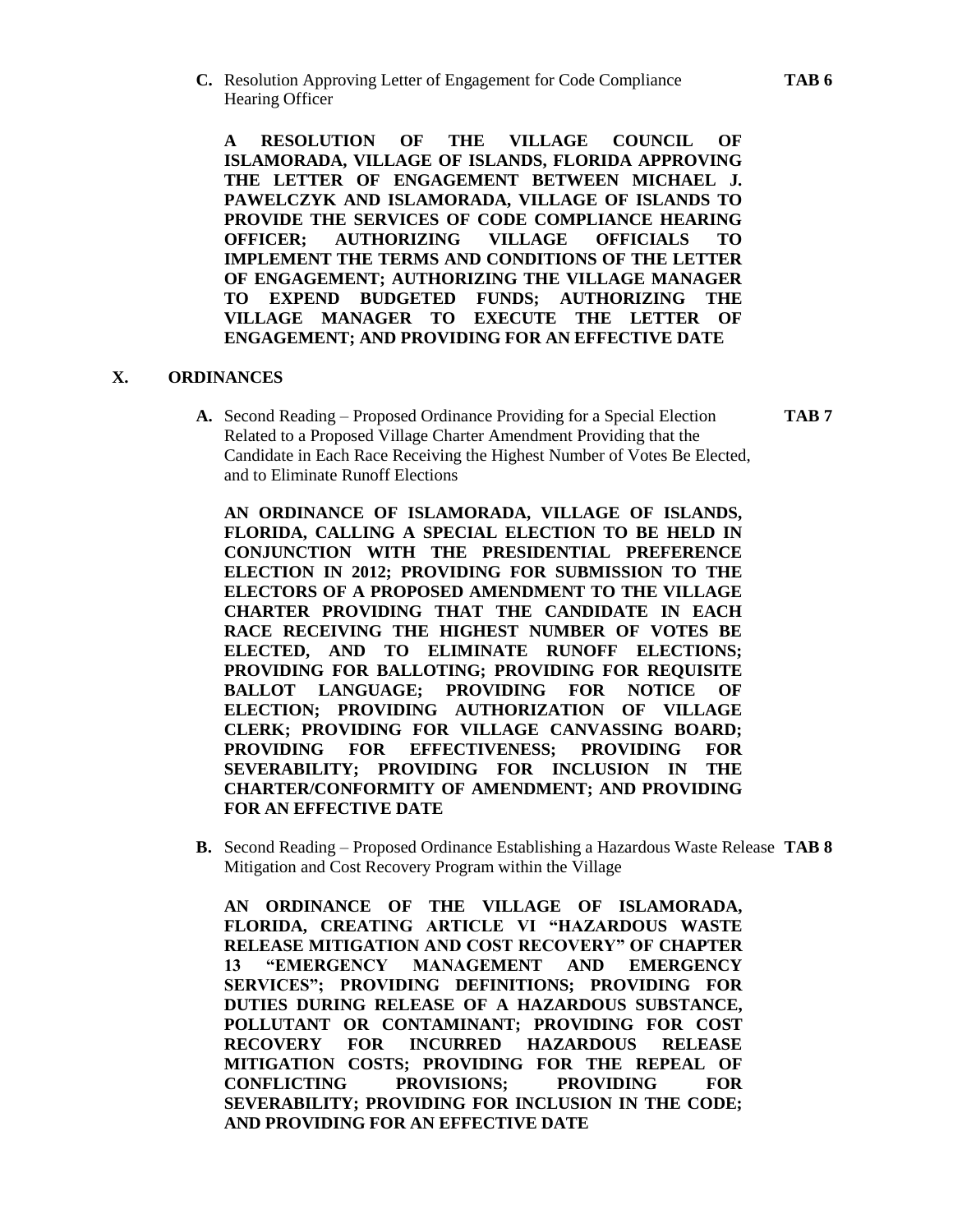**C.** Resolution Approving Letter of Engagement for Code Compliance Hearing Officer **TAB 6**

**A RESOLUTION OF THE VILLAGE COUNCIL OF ISLAMORADA, VILLAGE OF ISLANDS, FLORIDA APPROVING THE LETTER OF ENGAGEMENT BETWEEN MICHAEL J. PAWELCZYK AND ISLAMORADA, VILLAGE OF ISLANDS TO PROVIDE THE SERVICES OF CODE COMPLIANCE HEARING OFFICER; AUTHORIZING VILLAGE OFFICIALS TO IMPLEMENT THE TERMS AND CONDITIONS OF THE LETTER OF ENGAGEMENT; AUTHORIZING THE VILLAGE MANAGER TO EXPEND BUDGETED FUNDS; AUTHORIZING THE VILLAGE MANAGER TO EXECUTE THE LETTER OF ENGAGEMENT; AND PROVIDING FOR AN EFFECTIVE DATE**

## X. ORDINANCES

**A.** Second Reading – Proposed Ordinance Providing for a Special Election Related to a Proposed Village Charter Amendment Providing that the Candidate in Each Race Receiving the Highest Number of Votes Be Elected, and to Eliminate Runoff Elections **TAB 7**

**AN ORDINANCE OF ISLAMORADA, VILLAGE OF ISLANDS, FLORIDA, CALLING A SPECIAL ELECTION TO BE HELD IN CONJUNCTION WITH THE PRESIDENTIAL PREFERENCE ELECTION IN 2012; PROVIDING FOR SUBMISSION TO THE ELECTORS OF A PROPOSED AMENDMENT TO THE VILLAGE CHARTER PROVIDING THAT THE CANDIDATE IN EACH RACE RECEIVING THE HIGHEST NUMBER OF VOTES BE ELECTED, AND TO ELIMINATE RUNOFF ELECTIONS; PROVIDING FOR BALLOTING; PROVIDING FOR REQUISITE BALLOT LANGUAGE; PROVIDING FOR NOTICE OF ELECTION; PROVIDING AUTHORIZATION OF VILLAGE CLERK; PROVIDING FOR VILLAGE CANVASSING BOARD; PROVIDING FOR EFFECTIVENESS; PROVIDING FOR SEVERABILITY; PROVIDING FOR INCLUSION IN THE CHARTER/CONFORMITY OF AMENDMENT; AND PROVIDING FOR AN EFFECTIVE DATE**

**B.** Second Reading – Proposed Ordinance Establishing a Hazardous Waste Release Mitigation and Cost Recovery Program within the Village **TAB 8**

**AN ORDINANCE OF THE VILLAGE OF ISLAMORADA, FLORIDA, CREATING ARTICLE VI "HAZARDOUS WASTE RELEASE MITIGATION AND COST RECOVERY" OF CHAPTER 13 "EMERGENCY MANAGEMENT AND EMERGENCY SERVICES"; PROVIDING DEFINITIONS; PROVIDING FOR DUTIES DURING RELEASE OF A HAZARDOUS SUBSTANCE, POLLUTANT OR CONTAMINANT; PROVIDING FOR COST RECOVERY FOR INCURRED HAZARDOUS RELEASE MITIGATION COSTS; PROVIDING FOR THE REPEAL OF CONFLICTING PROVISIONS; PROVIDING FOR SEVERABILITY; PROVIDING FOR INCLUSION IN THE CODE; AND PROVIDING FOR AN EFFECTIVE DATE**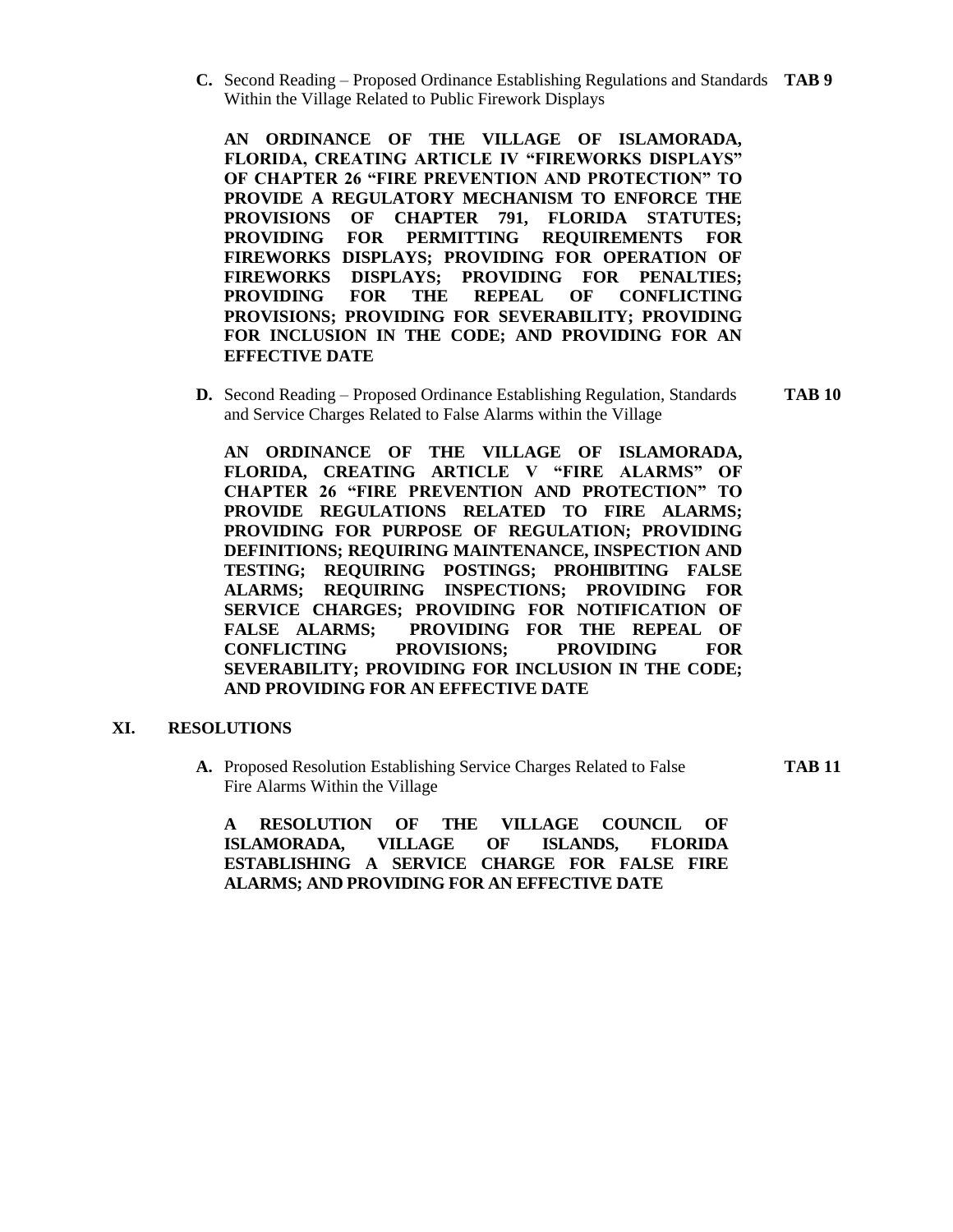**C.** Second Reading – Proposed Ordinance Establishing Regulations and Standards Within the Village Related to Public Firework Displays **TAB 9**

**AN ORDINANCE OF THE VILLAGE OF ISLAMORADA, FLORIDA, CREATING ARTICLE IV "FIREWORKS DISPLAYS" OF CHAPTER 26 "FIRE PREVENTION AND PROTECTION" TO PROVIDE A REGULATORY MECHANISM TO ENFORCE THE PROVISIONS OF CHAPTER 791, FLORIDA STATUTES; PROVIDING FOR PERMITTING REQUIREMENTS FOR FIREWORKS DISPLAYS; PROVIDING FOR OPERATION OF FIREWORKS DISPLAYS; PROVIDING FOR PENALTIES; PROVIDING FOR THE REPEAL OF CONFLICTING PROVISIONS; PROVIDING FOR SEVERABILITY; PROVIDING FOR INCLUSION IN THE CODE; AND PROVIDING FOR AN EFFECTIVE DATE**

**D.** Second Reading – Proposed Ordinance Establishing Regulation, Standards and Service Charges Related to False Alarms within the Village **TAB 10**

**AN ORDINANCE OF THE VILLAGE OF ISLAMORADA, FLORIDA, CREATING ARTICLE V "FIRE ALARMS" OF CHAPTER 26 "FIRE PREVENTION AND PROTECTION" TO PROVIDE REGULATIONS RELATED TO FIRE ALARMS; PROVIDING FOR PURPOSE OF REGULATION; PROVIDING DEFINITIONS; REQUIRING MAINTENANCE, INSPECTION AND TESTING; REQUIRING POSTINGS; PROHIBITING FALSE ALARMS; REQUIRING INSPECTIONS; PROVIDING FOR SERVICE CHARGES; PROVIDING FOR NOTIFICATION OF FALSE ALARMS; PROVIDING FOR THE REPEAL OF CONFLICTING PROVISIONS; PROVIDING FOR SEVERABILITY; PROVIDING FOR INCLUSION IN THE CODE; AND PROVIDING FOR AN EFFECTIVE DATE**

## XI. RESOLUTIONS

**A.** Proposed Resolution Establishing Service Charges Related to False Fire Alarms Within the Village **TAB 11**

**A RESOLUTION OF THE VILLAGE COUNCIL OF ISLAMORADA, VILLAGE OF ISLANDS, FLORIDA ESTABLISHING A SERVICE CHARGE FOR FALSE FIRE ALARMS; AND PROVIDING FOR AN EFFECTIVE DATE**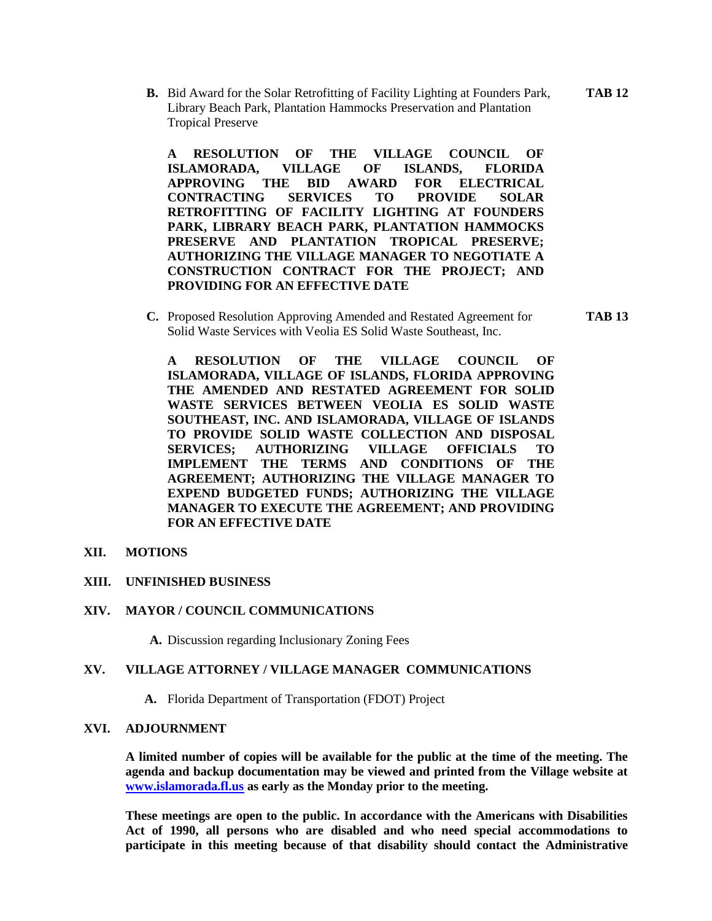**B.** Bid Award for the Solar Retrofitting of Facility Lighting at Founders Park, Library Beach Park, Plantation Hammocks Preservation and Plantation Tropical Preserve **TAB 12**

**A RESOLUTION OF THE VILLAGE COUNCIL OF ISLAMORADA, VILLAGE OF ISLANDS, FLORIDA APPROVING THE BID AWARD FOR ELECTRICAL CONTRACTING SERVICES TO PROVIDE SOLAR RETROFITTING OF FACILITY LIGHTING AT FOUNDERS PARK, LIBRARY BEACH PARK, PLANTATION HAMMOCKS PRESERVE AND PLANTATION TROPICAL PRESERVE; AUTHORIZING THE VILLAGE MANAGER TO NEGOTIATE A CONSTRUCTION CONTRACT FOR THE PROJECT; AND PROVIDING FOR AN EFFECTIVE DATE**

**C.** Proposed Resolution Approving Amended and Restated Agreement for Solid Waste Services with Veolia ES Solid Waste Southeast, Inc. **TAB 13**

**A RESOLUTION OF THE VILLAGE COUNCIL OF ISLAMORADA, VILLAGE OF ISLANDS, FLORIDA APPROVING THE AMENDED AND RESTATED AGREEMENT FOR SOLID WASTE SERVICES BETWEEN VEOLIA ES SOLID WASTE SOUTHEAST, INC. AND ISLAMORADA, VILLAGE OF ISLANDS TO PROVIDE SOLID WASTE COLLECTION AND DISPOSAL SERVICES; AUTHORIZING VILLAGE OFFICIALS TO IMPLEMENT THE TERMS AND CONDITIONS OF THE AGREEMENT; AUTHORIZING THE VILLAGE MANAGER TO EXPEND BUDGETED FUNDS; AUTHORIZING THE VILLAGE MANAGER TO EXECUTE THE AGREEMENT; AND PROVIDING FOR AN EFFECTIVE DATE**

## XII. MOTIONS

## XIII. UNFINISHED BUSINESS

## XIV. MAYOR / COUNCIL COMMUNICATIONS

**A.** Discussion regarding Inclusionary Zoning Fees

## XV. VILLAGE ATTORNEY / VILLAGE MANAGER COMMUNICATIONS

**A.** Florida Department of Transportation (FDOT) Project

## XVI. ADJOURNMENT

**A limited number of copies will be available for the public at the time of the meeting. The agenda and backup documentation may be viewed and printed from the Village website at [www.islamorada.fl.us](http://www.islamorada.fl.us) as early as the Monday prior to the meeting.**

**These meetings are open to the public. In accordance with the Americans with Disabilities Act of 1990, all persons who are disabled and who need special accommodations to participate in this meeting because of that disability should contact the Administrative**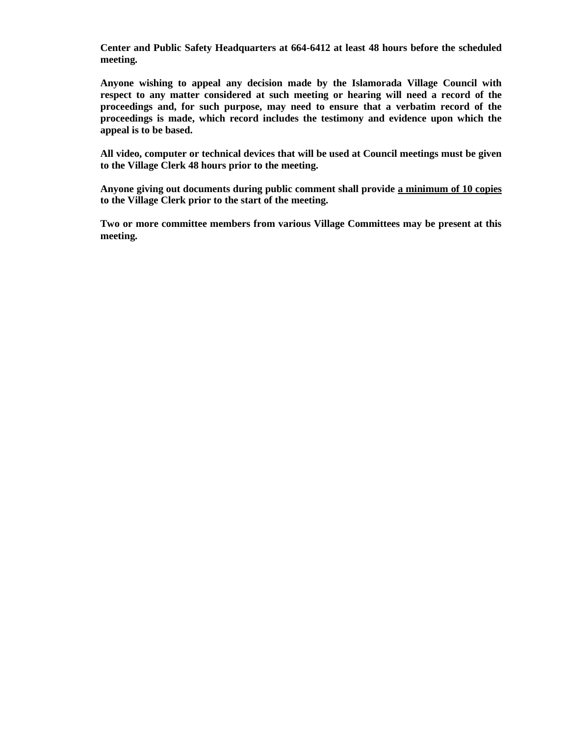**Center and Public Safety Headquarters at 664-6412 at least 48 hours before the scheduled meeting.**

**Anyone wishing to appeal any decision made by the Islamorada Village Council with respect to any matter considered at such meeting or hearing will need a record of the proceedings and, for such purpose, may need to ensure that a verbatim record of the proceedings is made, which record includes the testimony and evidence upon which the appeal is to be based.**

**All video, computer or technical devices that will be used at Council meetings must be given to the Village Clerk 48 hours prior to the meeting.**

**Anyone giving out documents during public comment shall provide <u>a minimum of 10 copies</u> to the Village Clerk prior to the start of the meeting.**

**Two or more committee members from various Village Committees may be present at this meeting.**